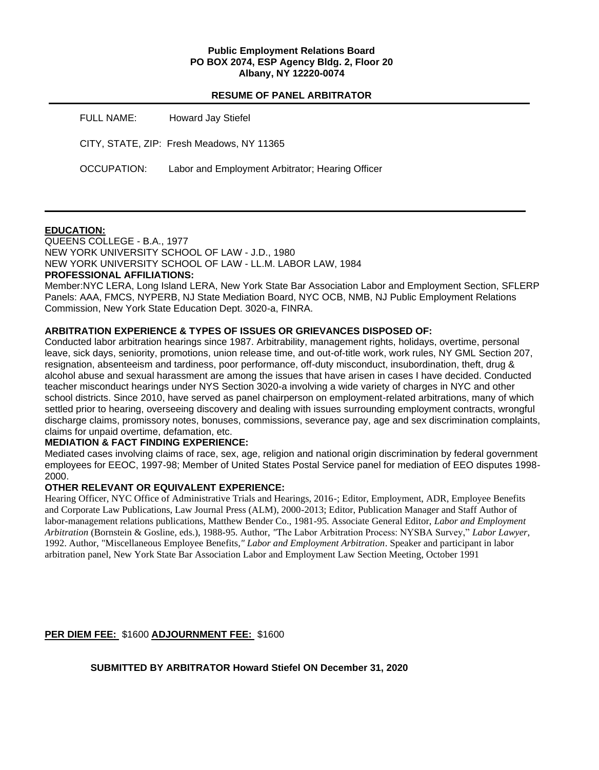**Public Employment Relations Board**
**PO BOX 2074, ESP Agency Bldg. 2, Floor 20**
**Albany, NY 12220-0074**

## RESUME OF PANEL ARBITRATOR

FULL NAME: Howard Jay Stiefel

CITY, STATE, ZIP: Fresh Meadows, NY 11365

OCCUPATION: Labor and Employment Arbitrator; Hearing Officer

---

**EDUCATION:**

QUEENS COLLEGE - B.A., 1977
NEW YORK UNIVERSITY SCHOOL OF LAW - J.D., 1980
NEW YORK UNIVERSITY SCHOOL OF LAW - LL.M. LABOR LAW, 1984

**PROFESSIONAL AFFILIATIONS:**

Member:NYC LERA, Long Island LERA, New York State Bar Association Labor and Employment Section, SFLERP Panels: AAA, FMCS, NYPERB, NJ State Mediation Board, NYC OCB, NMB, NJ Public Employment Relations Commission, New York State Education Dept. 3020-a, FINRA.

**ARBITRATION EXPERIENCE & TYPES OF ISSUES OR GRIEVANCES DISPOSED OF:**

Conducted labor arbitration hearings since 1987. Arbitrability, management rights, holidays, overtime, personal leave, sick days, seniority, promotions, union release time, and out-of-title work, work rules, NY GML Section 207, resignation, absenteeism and tardiness, poor performance, off-duty misconduct, insubordination, theft, drug & alcohol abuse and sexual harassment are among the issues that have arisen in cases I have decided. Conducted teacher misconduct hearings under NYS Section 3020-a involving a wide variety of charges in NYC and other school districts. Since 2010, have served as panel chairperson on employment-related arbitrations, many of which settled prior to hearing, overseeing discovery and dealing with issues surrounding employment contracts, wrongful discharge claims, promissory notes, bonuses, commissions, severance pay, age and sex discrimination complaints, claims for unpaid overtime, defamation, etc.

**MEDIATION & FACT FINDING EXPERIENCE:**

Mediated cases involving claims of race, sex, age, religion and national origin discrimination by federal government employees for EEOC, 1997-98; Member of United States Postal Service panel for mediation of EEO disputes 1998-2000.

**OTHER RELEVANT OR EQUIVALENT EXPERIENCE:**

Hearing Officer, NYC Office of Administrative Trials and Hearings, 2016-; Editor, Employment, ADR, Employee Benefits and Corporate Law Publications, Law Journal Press (ALM), 2000-2013; Editor, Publication Manager and Staff Author of labor-management relations publications, Matthew Bender Co., 1981-95. Associate General Editor, *Labor and Employment Arbitration* (Bornstein & Gosline, eds.), 1988-95. Author, "The Labor Arbitration Process: NYSBA Survey," *Labor Lawyer*, 1992. Author, "Miscellaneous Employee Benefits," *Labor and Employment Arbitration*. Speaker and participant in labor arbitration panel, New York State Bar Association Labor and Employment Law Section Meeting, October 1991

**PER DIEM FEE:** $1600 **ADJOURNMENT FEE:** $1600

**SUBMITTED BY ARBITRATOR Howard Stiefel ON December 31, 2020**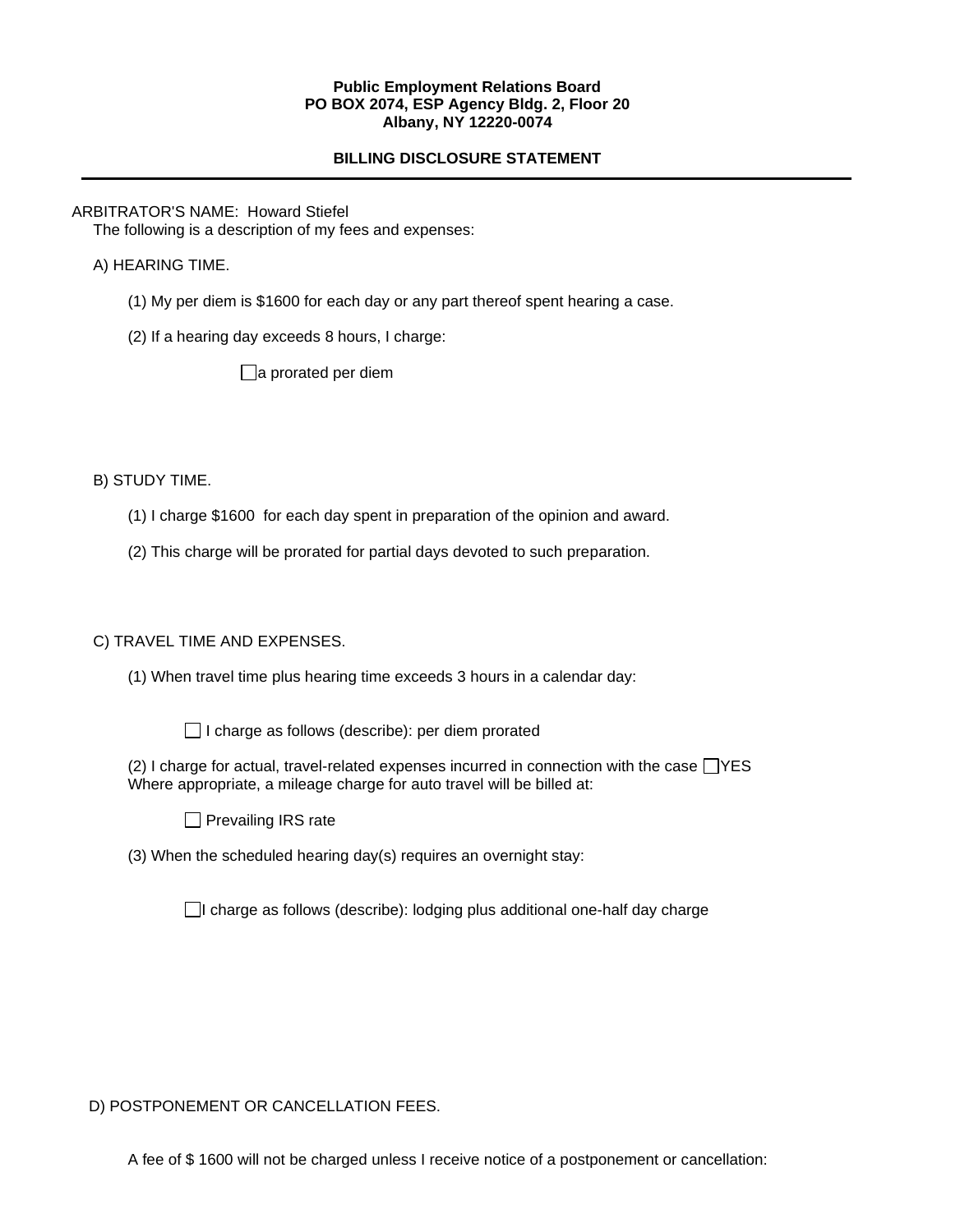**Public Employment Relations Board**
**PO BOX 2074, ESP Agency Bldg. 2, Floor 20**
**Albany, NY 12220-0074**

**BILLING DISCLOSURE STATEMENT**

---

ARBITRATOR'S NAME: Howard Stiefel

The following is a description of my fees and expenses:

A) HEARING TIME.

(1) My per diem is $1600 for each day or any part thereof spent hearing a case.

(2) If a hearing day exceeds 8 hours, I charge:

☐ a prorated per diem

B) STUDY TIME.

(1) I charge $1600 for each day spent in preparation of the opinion and award.

(2) This charge will be prorated for partial days devoted to such preparation.

C) TRAVEL TIME AND EXPENSES.

(1) When travel time plus hearing time exceeds 3 hours in a calendar day:

☐ I charge as follows (describe): per diem prorated

(2) I charge for actual, travel-related expenses incurred in connection with the case ☐ YES
Where appropriate, a mileage charge for auto travel will be billed at:

☐ Prevailing IRS rate

(3) When the scheduled hearing day(s) requires an overnight stay:

☐ I charge as follows (describe): lodging plus additional one-half day charge

D) POSTPONEMENT OR CANCELLATION FEES.

A fee of $ 1600 will not be charged unless I receive notice of a postponement or cancellation: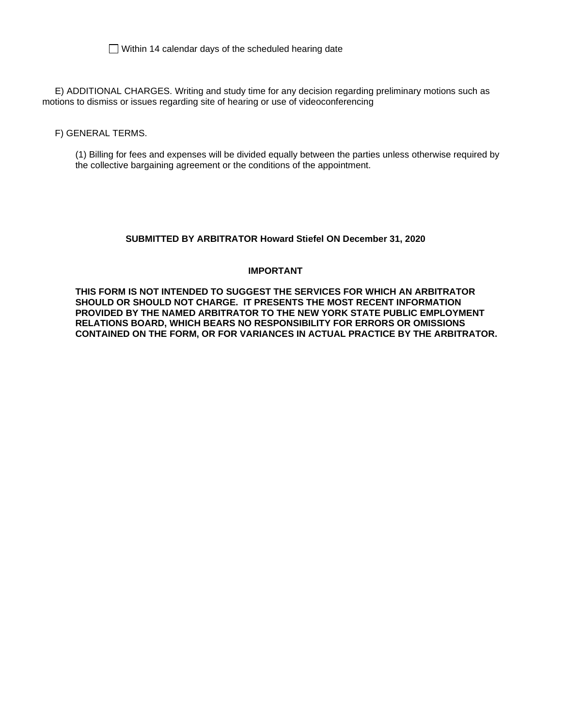☐ Within 14 calendar days of the scheduled hearing date

E) ADDITIONAL CHARGES. Writing and study time for any decision regarding preliminary motions such as motions to dismiss or issues regarding site of hearing or use of videoconferencing

F) GENERAL TERMS.

(1) Billing for fees and expenses will be divided equally between the parties unless otherwise required by the collective bargaining agreement or the conditions of the appointment.

**SUBMITTED BY ARBITRATOR Howard Stiefel ON December 31, 2020**

**IMPORTANT**

**THIS FORM IS NOT INTENDED TO SUGGEST THE SERVICES FOR WHICH AN ARBITRATOR SHOULD OR SHOULD NOT CHARGE. IT PRESENTS THE MOST RECENT INFORMATION PROVIDED BY THE NAMED ARBITRATOR TO THE NEW YORK STATE PUBLIC EMPLOYMENT RELATIONS BOARD, WHICH BEARS NO RESPONSIBILITY FOR ERRORS OR OMISSIONS CONTAINED ON THE FORM, OR FOR VARIANCES IN ACTUAL PRACTICE BY THE ARBITRATOR.**